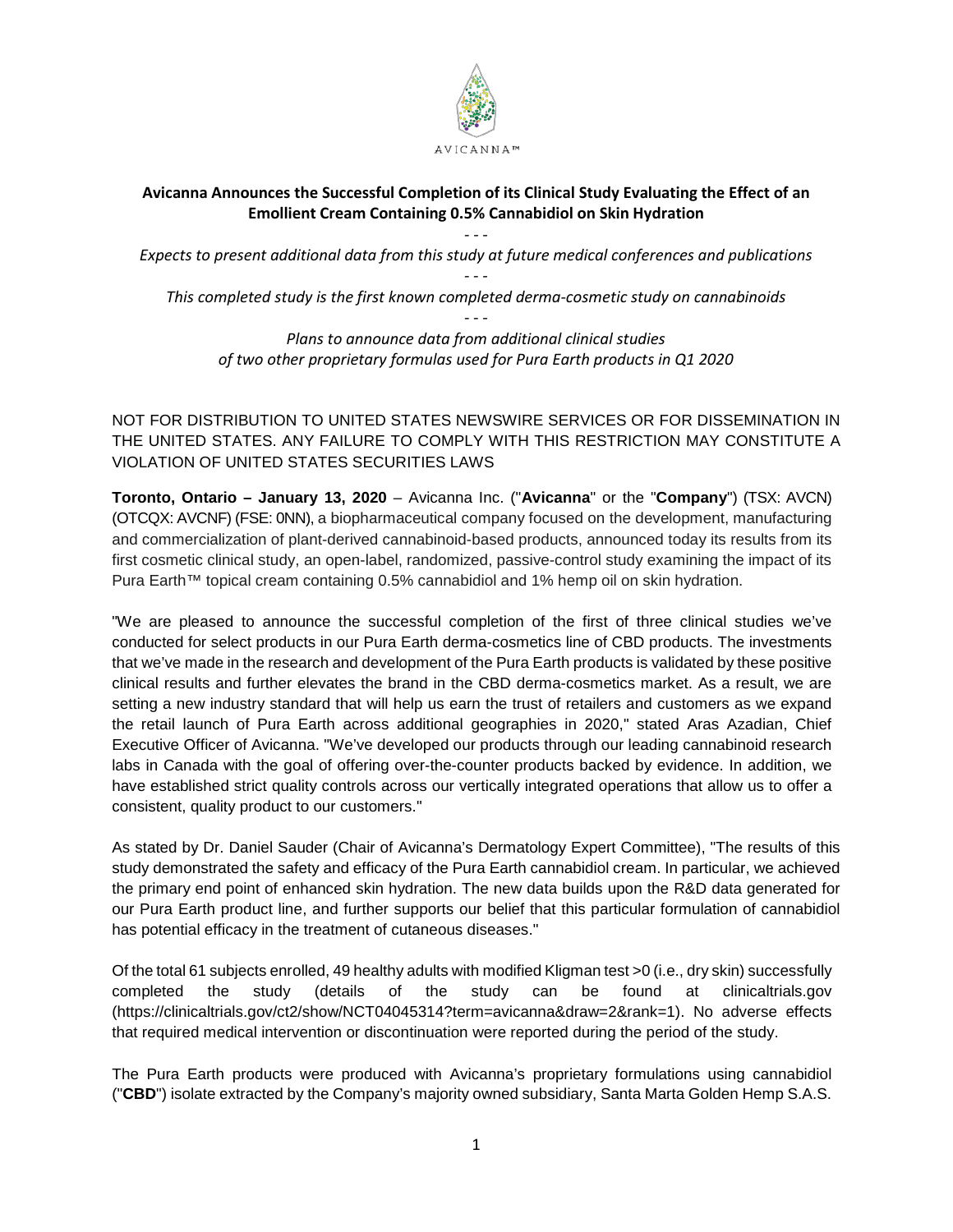AVICANNA™

# Avicanna Announces the Successful Completion of its Clinical Study Evaluating the Effect of an Emollient Cream Containing 0.5% Cannabidiol on Skin Hydration

\- - -

*Expects to present additional data from this study at future medical conferences and publications*

\- - -

*This completed study is the first known completed derma-cosmetic study on cannabinoids*

\- - -

*Plans to announce data from additional clinical studies of two other proprietary formulas used for Pura Earth products in Q1 2020*

NOT FOR DISTRIBUTION TO UNITED STATES NEWSWIRE SERVICES OR FOR DISSEMINATION IN THE UNITED STATES. ANY FAILURE TO COMPLY WITH THIS RESTRICTION MAY CONSTITUTE A VIOLATION OF UNITED STATES SECURITIES LAWS

**Toronto, Ontario – January 13, 2020** – Avicanna Inc. ("**Avicanna**" or the "**Company**") (TSX: AVCN) (OTCQX: AVCNF) (FSE: 0NN), a biopharmaceutical company focused on the development, manufacturing and commercialization of plant-derived cannabinoid-based products, announced today its results from its first cosmetic clinical study, an open-label, randomized, passive-control study examining the impact of its Pura Earth™ topical cream containing 0.5% cannabidiol and 1% hemp oil on skin hydration.

"We are pleased to announce the successful completion of the first of three clinical studies we've conducted for select products in our Pura Earth derma-cosmetics line of CBD products. The investments that we've made in the research and development of the Pura Earth products is validated by these positive clinical results and further elevates the brand in the CBD derma-cosmetics market. As a result, we are setting a new industry standard that will help us earn the trust of retailers and customers as we expand the retail launch of Pura Earth across additional geographies in 2020," stated Aras Azadian, Chief Executive Officer of Avicanna. "We've developed our products through our leading cannabinoid research labs in Canada with the goal of offering over-the-counter products backed by evidence. In addition, we have established strict quality controls across our vertically integrated operations that allow us to offer a consistent, quality product to our customers."

As stated by Dr. Daniel Sauder (Chair of Avicanna's Dermatology Expert Committee), "The results of this study demonstrated the safety and efficacy of the Pura Earth cannabidiol cream. In particular, we achieved the primary end point of enhanced skin hydration. The new data builds upon the R&D data generated for our Pura Earth product line, and further supports our belief that this particular formulation of cannabidiol has potential efficacy in the treatment of cutaneous diseases."

Of the total 61 subjects enrolled, 49 healthy adults with modified Kligman test >0 (i.e., dry skin) successfully completed the study (details of the study can be found at clinicaltrials.gov (https://clinicaltrials.gov/ct2/show/NCT04045314?term=avicanna&draw=2&rank=1). No adverse effects that required medical intervention or discontinuation were reported during the period of the study.

The Pura Earth products were produced with Avicanna's proprietary formulations using cannabidiol ("**CBD**") isolate extracted by the Company's majority owned subsidiary, Santa Marta Golden Hemp S.A.S.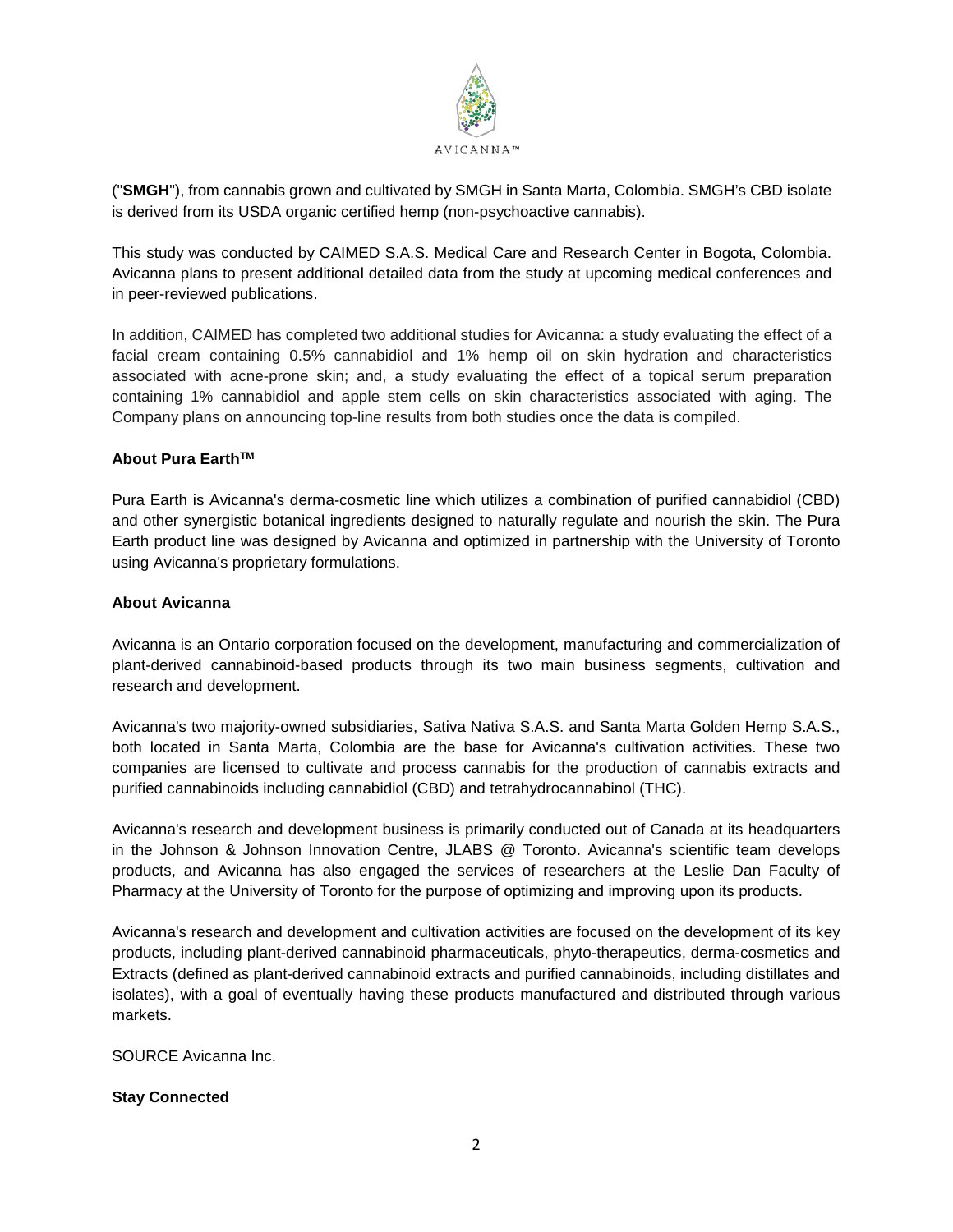("**SMGH**"), from cannabis grown and cultivated by SMGH in Santa Marta, Colombia. SMGH's CBD isolate is derived from its USDA organic certified hemp (non-psychoactive cannabis).

This study was conducted by CAIMED S.A.S. Medical Care and Research Center in Bogota, Colombia. Avicanna plans to present additional detailed data from the study at upcoming medical conferences and in peer-reviewed publications.

In addition, CAIMED has completed two additional studies for Avicanna: a study evaluating the effect of a facial cream containing 0.5% cannabidiol and 1% hemp oil on skin hydration and characteristics associated with acne-prone skin; and, a study evaluating the effect of a topical serum preparation containing 1% cannabidiol and apple stem cells on skin characteristics associated with aging. The Company plans on announcing top-line results from both studies once the data is compiled.

**About Pura Earth™**

Pura Earth is Avicanna's derma-cosmetic line which utilizes a combination of purified cannabidiol (CBD) and other synergistic botanical ingredients designed to naturally regulate and nourish the skin. The Pura Earth product line was designed by Avicanna and optimized in partnership with the University of Toronto using Avicanna's proprietary formulations.

**About Avicanna**

Avicanna is an Ontario corporation focused on the development, manufacturing and commercialization of plant-derived cannabinoid-based products through its two main business segments, cultivation and research and development.

Avicanna's two majority-owned subsidiaries, Sativa Nativa S.A.S. and Santa Marta Golden Hemp S.A.S., both located in Santa Marta, Colombia are the base for Avicanna's cultivation activities. These two companies are licensed to cultivate and process cannabis for the production of cannabis extracts and purified cannabinoids including cannabidiol (CBD) and tetrahydrocannabinol (THC).

Avicanna's research and development business is primarily conducted out of Canada at its headquarters in the Johnson & Johnson Innovation Centre, JLABS @ Toronto. Avicanna's scientific team develops products, and Avicanna has also engaged the services of researchers at the Leslie Dan Faculty of Pharmacy at the University of Toronto for the purpose of optimizing and improving upon its products.

Avicanna's research and development and cultivation activities are focused on the development of its key products, including plant-derived cannabinoid pharmaceuticals, phyto-therapeutics, derma-cosmetics and Extracts (defined as plant-derived cannabinoid extracts and purified cannabinoids, including distillates and isolates), with a goal of eventually having these products manufactured and distributed through various markets.

SOURCE Avicanna Inc.

**Stay Connected**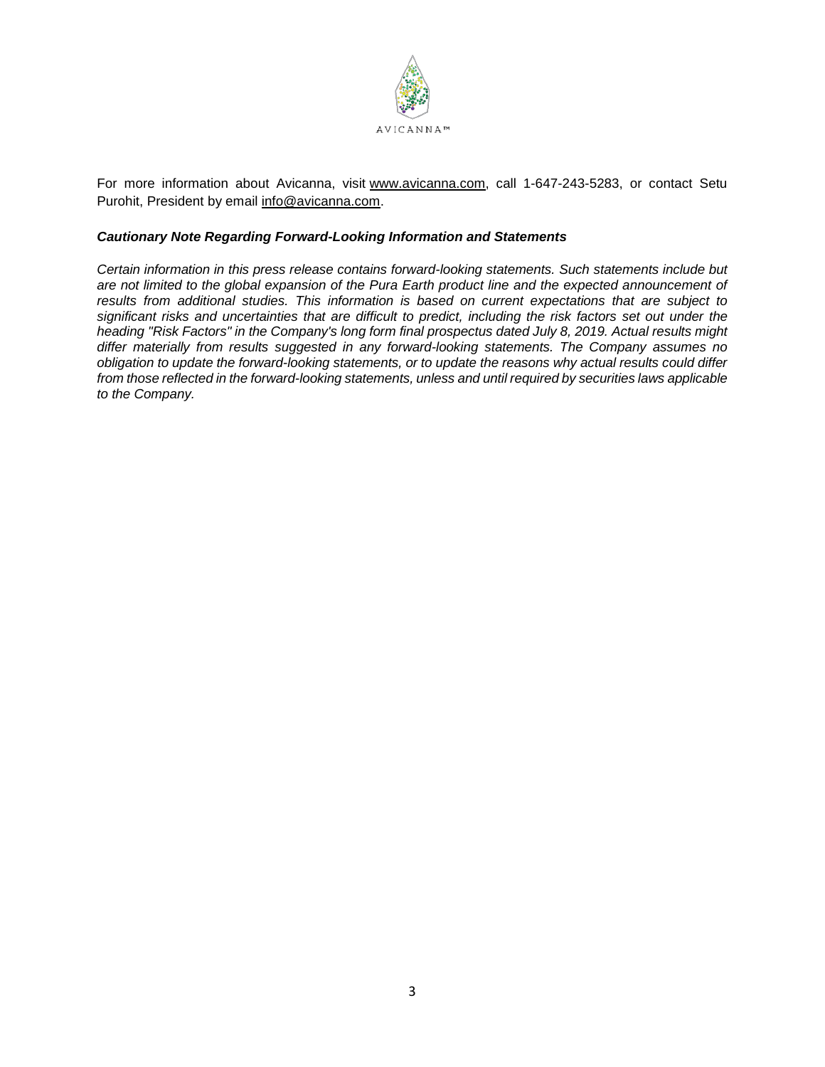For more information about Avicanna, visit www.avicanna.com, call 1-647-243-5283, or contact Setu Purohit, President by email info@avicanna.com.

***Cautionary Note Regarding Forward-Looking Information and Statements***

*Certain information in this press release contains forward-looking statements. Such statements include but are not limited to the global expansion of the Pura Earth product line and the expected announcement of results from additional studies. This information is based on current expectations that are subject to significant risks and uncertainties that are difficult to predict, including the risk factors set out under the heading "Risk Factors" in the Company's long form final prospectus dated July 8, 2019. Actual results might differ materially from results suggested in any forward-looking statements. The Company assumes no obligation to update the forward-looking statements, or to update the reasons why actual results could differ from those reflected in the forward-looking statements, unless and until required by securities laws applicable to the Company.*